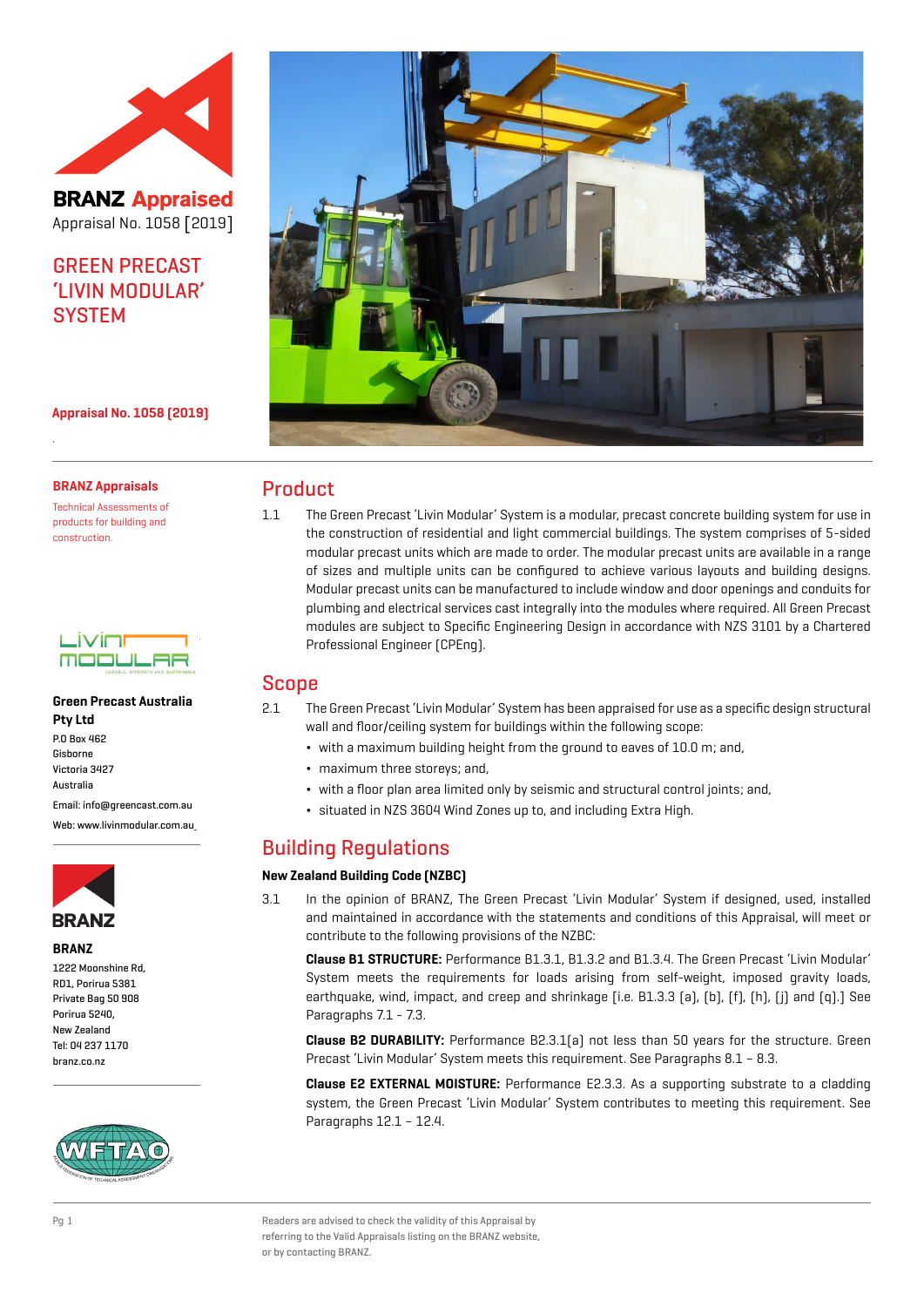**BRANZ Appraised**

Appraisal No. 1058 [2019]

# GREEN PRECAST 'LIVIN MODULAR' SYSTEM

**Appraisal No. 1058 (2019)**

**BRANZ Appraisals**

Technical Assessments of products for building and construction.

**Green Precast Australia Pty Ltd**
P.O Box 462
Gisborne
Victoria 3427
Australia
Email: info@greencast.com.au
Web: www.livinmodular.com.au

**BRANZ**
1222 Moonshine Rd,
RD1, Porirua 5381
Private Bag 50 908
Porirua 5240,
New Zealand
Tel: 04 237 1170
branz.co.nz

## Product

1.1 The Green Precast 'Livin Modular' System is a modular, precast concrete building system for use in the construction of residential and light commercial buildings. The system comprises of 5-sided modular precast units which are made to order. The modular precast units are available in a range of sizes and multiple units can be configured to achieve various layouts and building designs. Modular precast units can be manufactured to include window and door openings and conduits for plumbing and electrical services cast integrally into the modules where required. All Green Precast modules are subject to Specific Engineering Design in accordance with NZS 3101 by a Chartered Professional Engineer (CPEng).

## Scope

2.1 The Green Precast 'Livin Modular' System has been appraised for use as a specific design structural wall and floor/ceiling system for buildings within the following scope:

- with a maximum building height from the ground to eaves of 10.0 m; and,
- maximum three storeys; and,
- with a floor plan area limited only by seismic and structural control joints; and,
- situated in NZS 3604 Wind Zones up to, and including Extra High.

## Building Regulations

### New Zealand Building Code (NZBC)

3.1 In the opinion of BRANZ, The Green Precast 'Livin Modular' System if designed, used, installed and maintained in accordance with the statements and conditions of this Appraisal, will meet or contribute to the following provisions of the NZBC:

**Clause B1 STRUCTURE:** Performance B1.3.1, B1.3.2 and B1.3.4. The Green Precast 'Livin Modular' System meets the requirements for loads arising from self-weight, imposed gravity loads, earthquake, wind, impact, and creep and shrinkage [i.e. B1.3.3 (a), (b), (f), (h), (j) and (q).] See Paragraphs 7.1 - 7.3.

**Clause B2 DURABILITY:** Performance B2.3.1(a) not less than 50 years for the structure. Green Precast 'Livin Modular' System meets this requirement. See Paragraphs 8.1 – 8.3.

**Clause E2 EXTERNAL MOISTURE:** Performance E2.3.3. As a supporting substrate to a cladding system, the Green Precast 'Livin Modular' System contributes to meeting this requirement. See Paragraphs 12.1 – 12.4.

Readers are advised to check the validity of this Appraisal by referring to the Valid Appraisals listing on the BRANZ website, or by contacting BRANZ.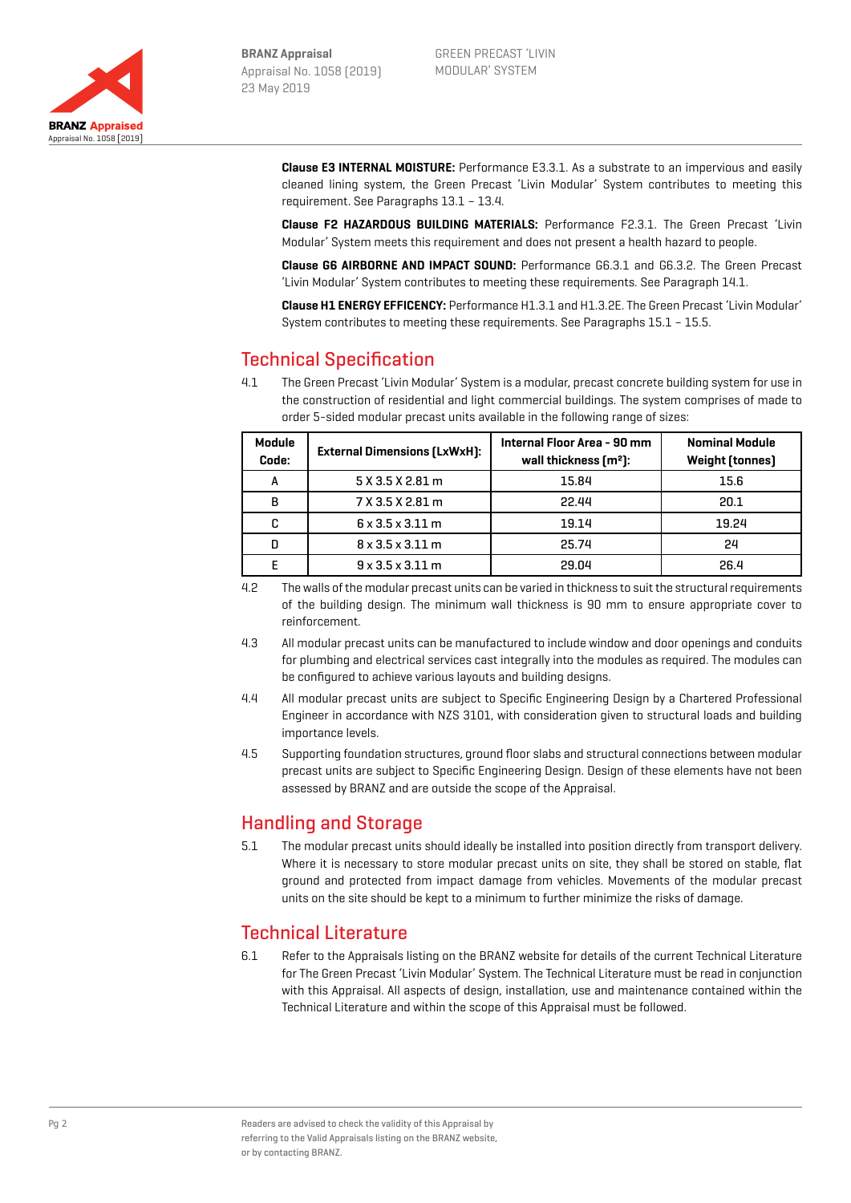**Clause E3 INTERNAL MOISTURE:** Performance E3.3.1. As a substrate to an impervious and easily cleaned lining system, the Green Precast 'Livin Modular' System contributes to meeting this requirement. See Paragraphs 13.1 – 13.4.

**Clause F2 HAZARDOUS BUILDING MATERIALS:** Performance F2.3.1. The Green Precast 'Livin Modular' System meets this requirement and does not present a health hazard to people.

**Clause G6 AIRBORNE AND IMPACT SOUND:** Performance G6.3.1 and G6.3.2. The Green Precast 'Livin Modular' System contributes to meeting these requirements. See Paragraph 14.1.

**Clause H1 ENERGY EFFICENCY:** Performance H1.3.1 and H1.3.2E. The Green Precast 'Livin Modular' System contributes to meeting these requirements. See Paragraphs 15.1 – 15.5.

## Technical Specification

4.1 The Green Precast 'Livin Modular' System is a modular, precast concrete building system for use in the construction of residential and light commercial buildings. The system comprises of made to order 5-sided modular precast units available in the following range of sizes:

| Module Code: | External Dimensions (LxWxH): | Internal Floor Area - 90 mm wall thickness (m²): | Nominal Module Weight (tonnes) |
|---|---|---|---|
| A | 5 X 3.5 X 2.81 m | 15.84 | 15.6 |
| B | 7 X 3.5 X 2.81 m | 22.44 | 20.1 |
| C | 6 x 3.5 x 3.11 m | 19.14 | 19.24 |
| D | 8 x 3.5 x 3.11 m | 25.74 | 24 |
| E | 9 x 3.5 x 3.11 m | 29.04 | 26.4 |

4.2 The walls of the modular precast units can be varied in thickness to suit the structural requirements of the building design. The minimum wall thickness is 90 mm to ensure appropriate cover to reinforcement.

4.3 All modular precast units can be manufactured to include window and door openings and conduits for plumbing and electrical services cast integrally into the modules as required. The modules can be configured to achieve various layouts and building designs.

4.4 All modular precast units are subject to Specific Engineering Design by a Chartered Professional Engineer in accordance with NZS 3101, with consideration given to structural loads and building importance levels.

4.5 Supporting foundation structures, ground floor slabs and structural connections between modular precast units are subject to Specific Engineering Design. Design of these elements have not been assessed by BRANZ and are outside the scope of the Appraisal.

## Handling and Storage

5.1 The modular precast units should ideally be installed into position directly from transport delivery. Where it is necessary to store modular precast units on site, they shall be stored on stable, flat ground and protected from impact damage from vehicles. Movements of the modular precast units on the site should be kept to a minimum to further minimize the risks of damage.

## Technical Literature

6.1 Refer to the Appraisals listing on the BRANZ website for details of the current Technical Literature for The Green Precast 'Livin Modular' System. The Technical Literature must be read in conjunction with this Appraisal. All aspects of design, installation, use and maintenance contained within the Technical Literature and within the scope of this Appraisal must be followed.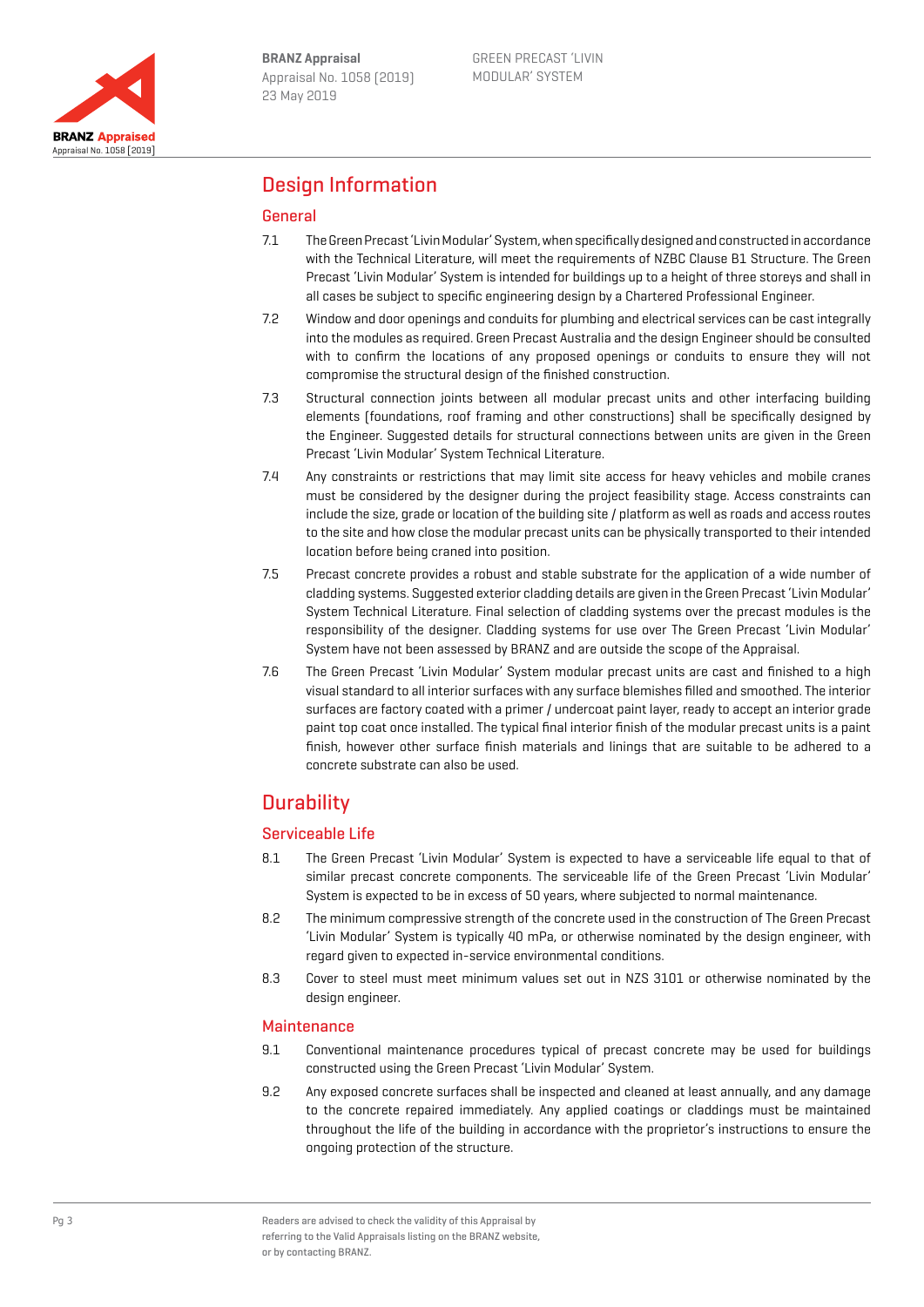# Design Information

## General

7.1 The Green Precast 'Livin Modular' System, when specifically designed and constructed in accordance with the Technical Literature, will meet the requirements of NZBC Clause B1 Structure. The Green Precast 'Livin Modular' System is intended for buildings up to a height of three storeys and shall in all cases be subject to specific engineering design by a Chartered Professional Engineer.

7.2 Window and door openings and conduits for plumbing and electrical services can be cast integrally into the modules as required. Green Precast Australia and the design Engineer should be consulted with to confirm the locations of any proposed openings or conduits to ensure they will not compromise the structural design of the finished construction.

7.3 Structural connection joints between all modular precast units and other interfacing building elements (foundations, roof framing and other constructions) shall be specifically designed by the Engineer. Suggested details for structural connections between units are given in the Green Precast 'Livin Modular' System Technical Literature.

7.4 Any constraints or restrictions that may limit site access for heavy vehicles and mobile cranes must be considered by the designer during the project feasibility stage. Access constraints can include the size, grade or location of the building site / platform as well as roads and access routes to the site and how close the modular precast units can be physically transported to their intended location before being craned into position.

7.5 Precast concrete provides a robust and stable substrate for the application of a wide number of cladding systems. Suggested exterior cladding details are given in the Green Precast 'Livin Modular' System Technical Literature. Final selection of cladding systems over the precast modules is the responsibility of the designer. Cladding systems for use over The Green Precast 'Livin Modular' System have not been assessed by BRANZ and are outside the scope of the Appraisal.

7.6 The Green Precast 'Livin Modular' System modular precast units are cast and finished to a high visual standard to all interior surfaces with any surface blemishes filled and smoothed. The interior surfaces are factory coated with a primer / undercoat paint layer, ready to accept an interior grade paint top coat once installed. The typical final interior finish of the modular precast units is a paint finish, however other surface finish materials and linings that are suitable to be adhered to a concrete substrate can also be used.

# Durability

## Serviceable Life

8.1 The Green Precast 'Livin Modular' System is expected to have a serviceable life equal to that of similar precast concrete components. The serviceable life of the Green Precast 'Livin Modular' System is expected to be in excess of 50 years, where subjected to normal maintenance.

8.2 The minimum compressive strength of the concrete used in the construction of The Green Precast 'Livin Modular' System is typically 40 mPa, or otherwise nominated by the design engineer, with regard given to expected in-service environmental conditions.

8.3 Cover to steel must meet minimum values set out in NZS 3101 or otherwise nominated by the design engineer.

## Maintenance

9.1 Conventional maintenance procedures typical of precast concrete may be used for buildings constructed using the Green Precast 'Livin Modular' System.

9.2 Any exposed concrete surfaces shall be inspected and cleaned at least annually, and any damage to the concrete repaired immediately. Any applied coatings or claddings must be maintained throughout the life of the building in accordance with the proprietor's instructions to ensure the ongoing protection of the structure.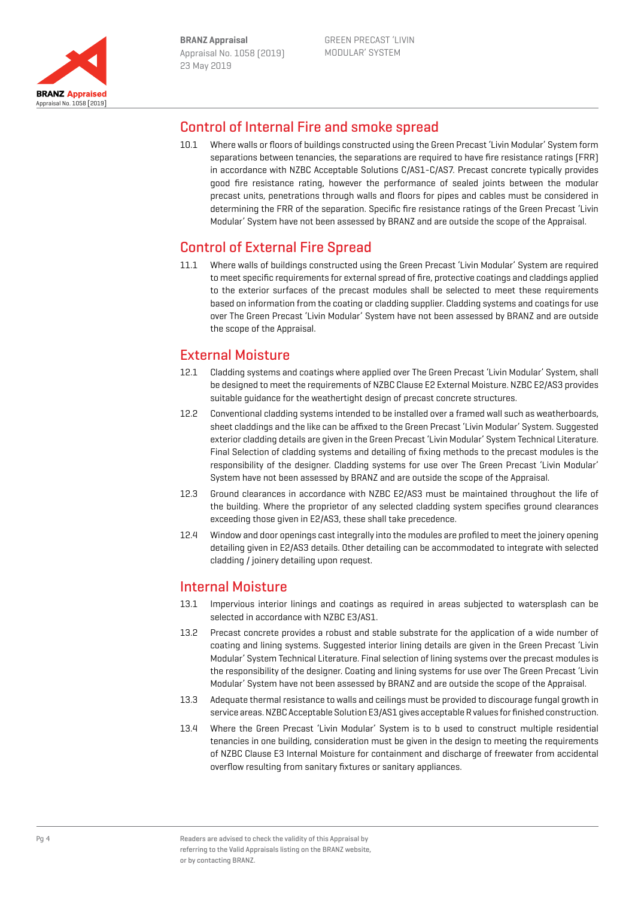## Control of Internal Fire and smoke spread

10.1 Where walls or floors of buildings constructed using the Green Precast 'Livin Modular' System form separations between tenancies, the separations are required to have fire resistance ratings (FRR) in accordance with NZBC Acceptable Solutions C/AS1-C/AS7. Precast concrete typically provides good fire resistance rating, however the performance of sealed joints between the modular precast units, penetrations through walls and floors for pipes and cables must be considered in determining the FRR of the separation. Specific fire resistance ratings of the Green Precast 'Livin Modular' System have not been assessed by BRANZ and are outside the scope of the Appraisal.

## Control of External Fire Spread

11.1 Where walls of buildings constructed using the Green Precast 'Livin Modular' System are required to meet specific requirements for external spread of fire, protective coatings and claddings applied to the exterior surfaces of the precast modules shall be selected to meet these requirements based on information from the coating or cladding supplier. Cladding systems and coatings for use over The Green Precast 'Livin Modular' System have not been assessed by BRANZ and are outside the scope of the Appraisal.

## External Moisture

12.1 Cladding systems and coatings where applied over The Green Precast 'Livin Modular' System, shall be designed to meet the requirements of NZBC Clause E2 External Moisture. NZBC E2/AS3 provides suitable guidance for the weathertight design of precast concrete structures.

12.2 Conventional cladding systems intended to be installed over a framed wall such as weatherboards, sheet claddings and the like can be affixed to the Green Precast 'Livin Modular' System. Suggested exterior cladding details are given in the Green Precast 'Livin Modular' System Technical Literature. Final Selection of cladding systems and detailing of fixing methods to the precast modules is the responsibility of the designer. Cladding systems for use over The Green Precast 'Livin Modular' System have not been assessed by BRANZ and are outside the scope of the Appraisal.

12.3 Ground clearances in accordance with NZBC E2/AS3 must be maintained throughout the life of the building. Where the proprietor of any selected cladding system specifies ground clearances exceeding those given in E2/AS3, these shall take precedence.

12.4 Window and door openings cast integrally into the modules are profiled to meet the joinery opening detailing given in E2/AS3 details. Other detailing can be accommodated to integrate with selected cladding / joinery detailing upon request.

## Internal Moisture

13.1 Impervious interior linings and coatings as required in areas subjected to watersplash can be selected in accordance with NZBC E3/AS1.

13.2 Precast concrete provides a robust and stable substrate for the application of a wide number of coating and lining systems. Suggested interior lining details are given in the Green Precast 'Livin Modular' System Technical Literature. Final selection of lining systems over the precast modules is the responsibility of the designer. Coating and lining systems for use over The Green Precast 'Livin Modular' System have not been assessed by BRANZ and are outside the scope of the Appraisal.

13.3 Adequate thermal resistance to walls and ceilings must be provided to discourage fungal growth in service areas. NZBC Acceptable Solution E3/AS1 gives acceptable R values for finished construction.

13.4 Where the Green Precast 'Livin Modular' System is to b used to construct multiple residential tenancies in one building, consideration must be given in the design to meeting the requirements of NZBC Clause E3 Internal Moisture for containment and discharge of freewater from accidental overflow resulting from sanitary fixtures or sanitary appliances.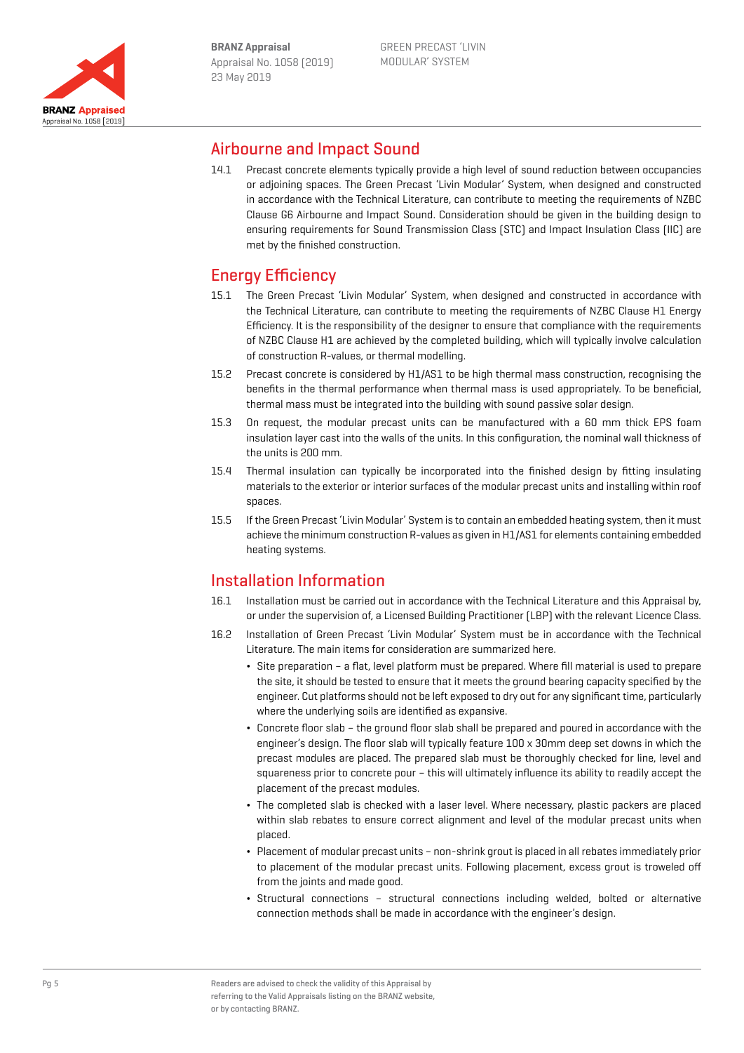## Airbourne and Impact Sound

14.1 Precast concrete elements typically provide a high level of sound reduction between occupancies or adjoining spaces. The Green Precast 'Livin Modular' System, when designed and constructed in accordance with the Technical Literature, can contribute to meeting the requirements of NZBC Clause G6 Airbourne and Impact Sound. Consideration should be given in the building design to ensuring requirements for Sound Transmission Class (STC) and Impact Insulation Class (IIC) are met by the finished construction.

## Energy Efficiency

15.1 The Green Precast 'Livin Modular' System, when designed and constructed in accordance with the Technical Literature, can contribute to meeting the requirements of NZBC Clause H1 Energy Efficiency. It is the responsibility of the designer to ensure that compliance with the requirements of NZBC Clause H1 are achieved by the completed building, which will typically involve calculation of construction R-values, or thermal modelling.

15.2 Precast concrete is considered by H1/AS1 to be high thermal mass construction, recognising the benefits in the thermal performance when thermal mass is used appropriately. To be beneficial, thermal mass must be integrated into the building with sound passive solar design.

15.3 On request, the modular precast units can be manufactured with a 60 mm thick EPS foam insulation layer cast into the walls of the units. In this configuration, the nominal wall thickness of the units is 200 mm.

15.4 Thermal insulation can typically be incorporated into the finished design by fitting insulating materials to the exterior or interior surfaces of the modular precast units and installing within roof spaces.

15.5 If the Green Precast 'Livin Modular' System is to contain an embedded heating system, then it must achieve the minimum construction R-values as given in H1/AS1 for elements containing embedded heating systems.

## Installation Information

16.1 Installation must be carried out in accordance with the Technical Literature and this Appraisal by, or under the supervision of, a Licensed Building Practitioner (LBP) with the relevant Licence Class.

16.2 Installation of Green Precast 'Livin Modular' System must be in accordance with the Technical Literature. The main items for consideration are summarized here.

- Site preparation – a flat, level platform must be prepared. Where fill material is used to prepare the site, it should be tested to ensure that it meets the ground bearing capacity specified by the engineer. Cut platforms should not be left exposed to dry out for any significant time, particularly where the underlying soils are identified as expansive.
- Concrete floor slab – the ground floor slab shall be prepared and poured in accordance with the engineer's design. The floor slab will typically feature 100 x 30mm deep set downs in which the precast modules are placed. The prepared slab must be thoroughly checked for line, level and squareness prior to concrete pour – this will ultimately influence its ability to readily accept the placement of the precast modules.
- The completed slab is checked with a laser level. Where necessary, plastic packers are placed within slab rebates to ensure correct alignment and level of the modular precast units when placed.
- Placement of modular precast units – non-shrink grout is placed in all rebates immediately prior to placement of the modular precast units. Following placement, excess grout is troweled off from the joints and made good.
- Structural connections – structural connections including welded, bolted or alternative connection methods shall be made in accordance with the engineer's design.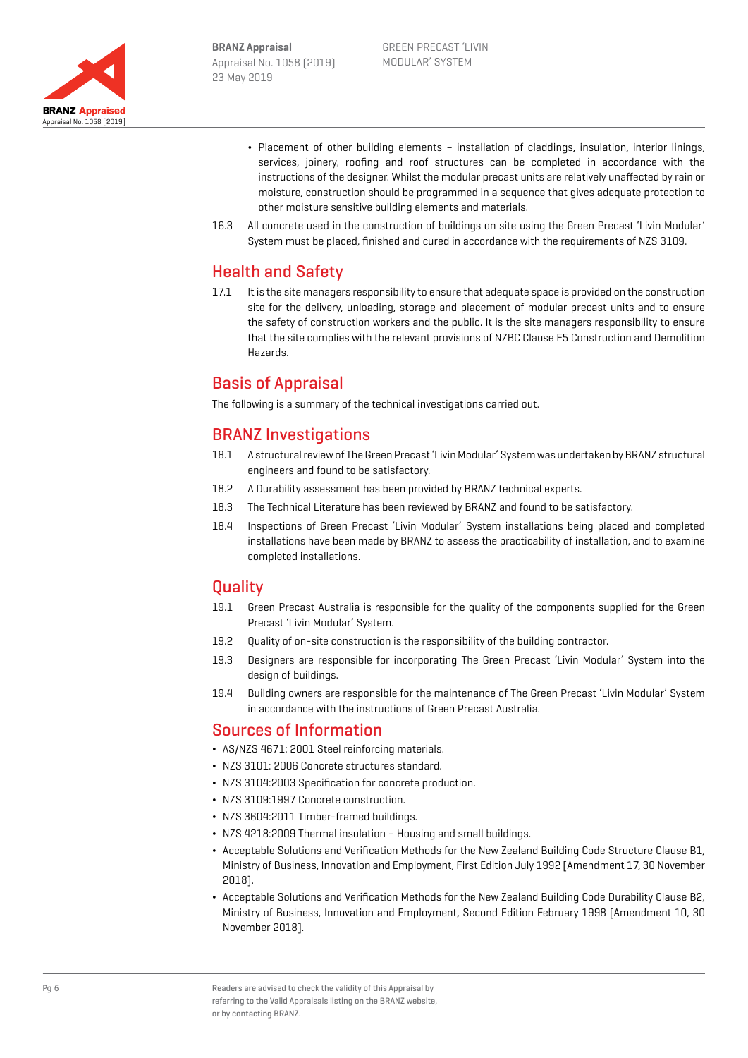- Placement of other building elements – installation of claddings, insulation, interior linings, services, joinery, roofing and roof structures can be completed in accordance with the instructions of the designer. Whilst the modular precast units are relatively unaffected by rain or moisture, construction should be programmed in a sequence that gives adequate protection to other moisture sensitive building elements and materials.

16.3 All concrete used in the construction of buildings on site using the Green Precast 'Livin Modular' System must be placed, finished and cured in accordance with the requirements of NZS 3109.

## Health and Safety

17.1 It is the site managers responsibility to ensure that adequate space is provided on the construction site for the delivery, unloading, storage and placement of modular precast units and to ensure the safety of construction workers and the public. It is the site managers responsibility to ensure that the site complies with the relevant provisions of NZBC Clause F5 Construction and Demolition Hazards.

## Basis of Appraisal

The following is a summary of the technical investigations carried out.

## BRANZ Investigations

18.1 A structural review of The Green Precast 'Livin Modular' System was undertaken by BRANZ structural engineers and found to be satisfactory.

18.2 A Durability assessment has been provided by BRANZ technical experts.

18.3 The Technical Literature has been reviewed by BRANZ and found to be satisfactory.

18.4 Inspections of Green Precast 'Livin Modular' System installations being placed and completed installations have been made by BRANZ to assess the practicability of installation, and to examine completed installations.

## Quality

19.1 Green Precast Australia is responsible for the quality of the components supplied for the Green Precast 'Livin Modular' System.

19.2 Quality of on-site construction is the responsibility of the building contractor.

19.3 Designers are responsible for incorporating The Green Precast 'Livin Modular' System into the design of buildings.

19.4 Building owners are responsible for the maintenance of The Green Precast 'Livin Modular' System in accordance with the instructions of Green Precast Australia.

## Sources of Information

- AS/NZS 4671: 2001 Steel reinforcing materials.
- NZS 3101: 2006 Concrete structures standard.
- NZS 3104:2003 Specification for concrete production.
- NZS 3109:1997 Concrete construction.
- NZS 3604:2011 Timber-framed buildings.
- NZS 4218:2009 Thermal insulation – Housing and small buildings.
- Acceptable Solutions and Verification Methods for the New Zealand Building Code Structure Clause B1, Ministry of Business, Innovation and Employment, First Edition July 1992 [Amendment 17, 30 November 2018].
- Acceptable Solutions and Verification Methods for the New Zealand Building Code Durability Clause B2, Ministry of Business, Innovation and Employment, Second Edition February 1998 [Amendment 10, 30 November 2018].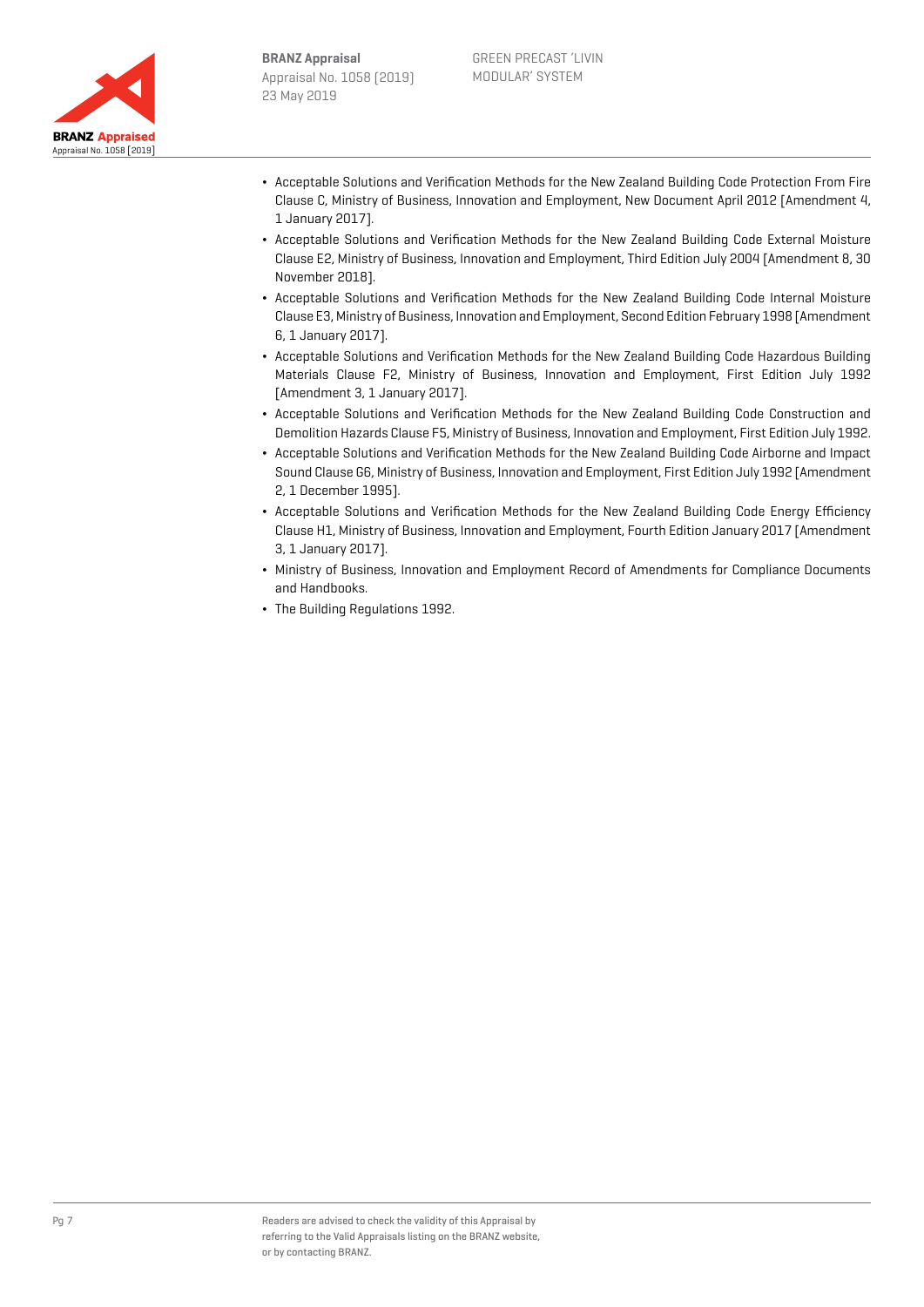- Acceptable Solutions and Verification Methods for the New Zealand Building Code Protection From Fire Clause C, Ministry of Business, Innovation and Employment, New Document April 2012 [Amendment 4, 1 January 2017].
- Acceptable Solutions and Verification Methods for the New Zealand Building Code External Moisture Clause E2, Ministry of Business, Innovation and Employment, Third Edition July 2004 [Amendment 8, 30 November 2018].
- Acceptable Solutions and Verification Methods for the New Zealand Building Code Internal Moisture Clause E3, Ministry of Business, Innovation and Employment, Second Edition February 1998 [Amendment 6, 1 January 2017].
- Acceptable Solutions and Verification Methods for the New Zealand Building Code Hazardous Building Materials Clause F2, Ministry of Business, Innovation and Employment, First Edition July 1992 [Amendment 3, 1 January 2017].
- Acceptable Solutions and Verification Methods for the New Zealand Building Code Construction and Demolition Hazards Clause F5, Ministry of Business, Innovation and Employment, First Edition July 1992.
- Acceptable Solutions and Verification Methods for the New Zealand Building Code Airborne and Impact Sound Clause G6, Ministry of Business, Innovation and Employment, First Edition July 1992 [Amendment 2, 1 December 1995].
- Acceptable Solutions and Verification Methods for the New Zealand Building Code Energy Efficiency Clause H1, Ministry of Business, Innovation and Employment, Fourth Edition January 2017 [Amendment 3, 1 January 2017].
- Ministry of Business, Innovation and Employment Record of Amendments for Compliance Documents and Handbooks.
- The Building Regulations 1992.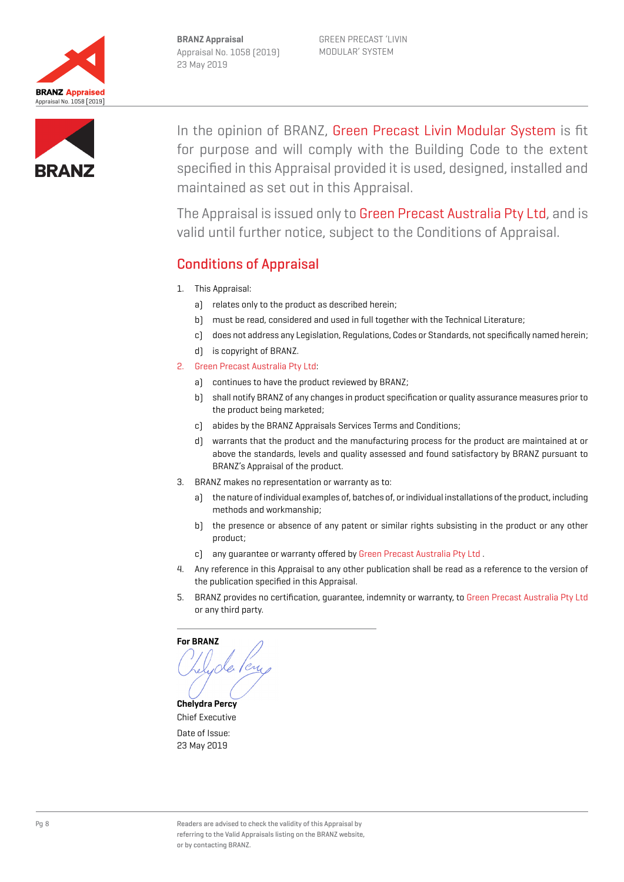In the opinion of BRANZ, Green Precast Livin Modular System is fit for purpose and will comply with the Building Code to the extent specified in this Appraisal provided it is used, designed, installed and maintained as set out in this Appraisal.

The Appraisal is issued only to Green Precast Australia Pty Ltd, and is valid until further notice, subject to the Conditions of Appraisal.

## Conditions of Appraisal

1. This Appraisal:
   a) relates only to the product as described herein;
   b) must be read, considered and used in full together with the Technical Literature;
   c) does not address any Legislation, Regulations, Codes or Standards, not specifically named herein;
   d) is copyright of BRANZ.
2. Green Precast Australia Pty Ltd:
   a) continues to have the product reviewed by BRANZ;
   b) shall notify BRANZ of any changes in product specification or quality assurance measures prior to the product being marketed;
   c) abides by the BRANZ Appraisals Services Terms and Conditions;
   d) warrants that the product and the manufacturing process for the product are maintained at or above the standards, levels and quality assessed and found satisfactory by BRANZ pursuant to BRANZ's Appraisal of the product.
3. BRANZ makes no representation or warranty as to:
   a) the nature of individual examples of, batches of, or individual installations of the product, including methods and workmanship;
   b) the presence or absence of any patent or similar rights subsisting in the product or any other product;
   c) any guarantee or warranty offered by Green Precast Australia Pty Ltd .
4. Any reference in this Appraisal to any other publication shall be read as a reference to the version of the publication specified in this Appraisal.
5. BRANZ provides no certification, guarantee, indemnity or warranty, to Green Precast Australia Pty Ltd or any third party.

**For BRANZ**

**Chelydra Percy**
Chief Executive

Date of Issue:
23 May 2019

Readers are advised to check the validity of this Appraisal by referring to the Valid Appraisals listing on the BRANZ website, or by contacting BRANZ.